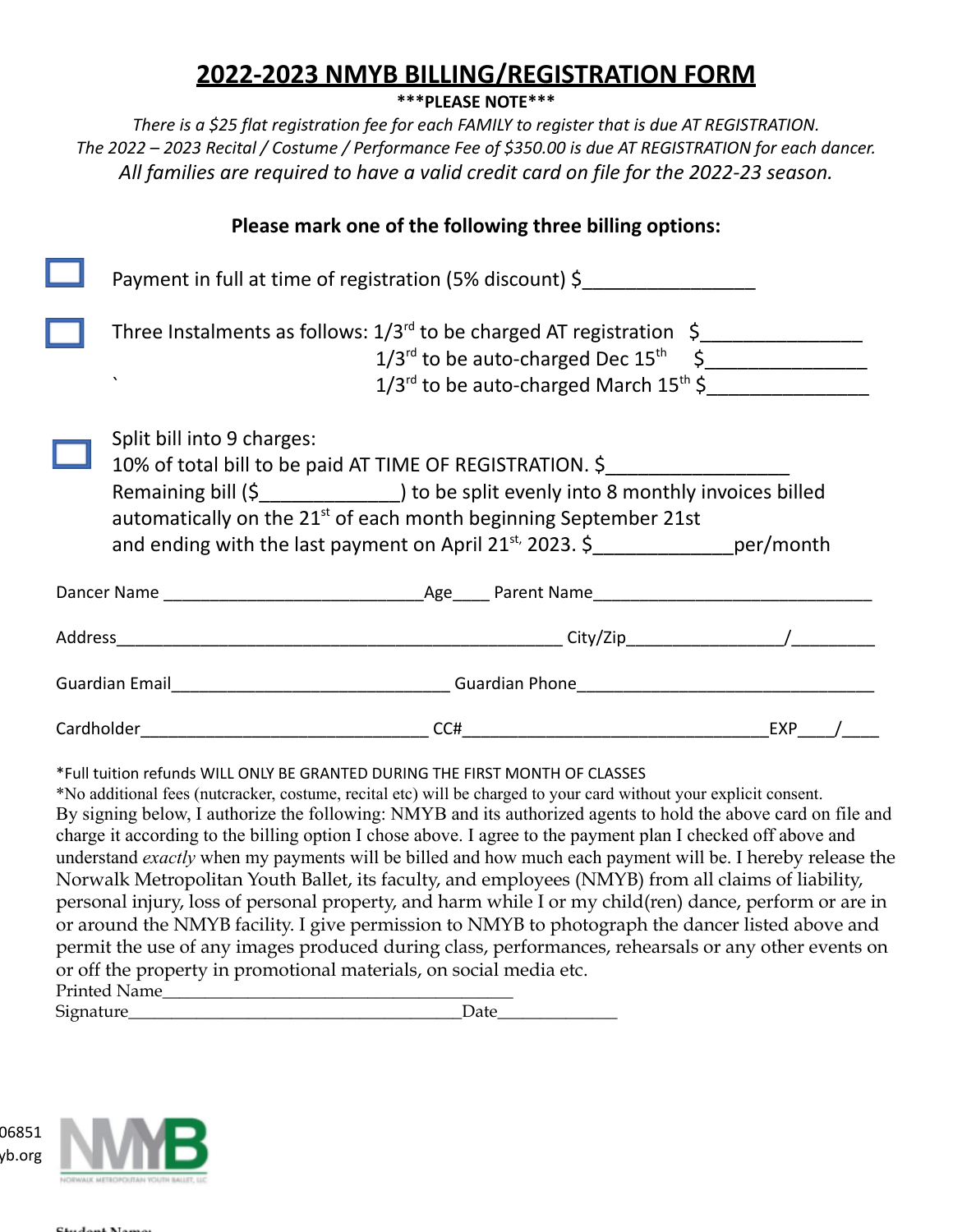# 2022-2023 NMYB BILLING/REGISTRATION FORM

**\*\*\*PLEASE NOTE\*\*\***

*There is a $25 flat registration fee for each FAMILY to register that is due AT REGISTRATION.*
*The 2022 – 2023 Recital / Costume / Performance Fee of $350.00 is due AT REGISTRATION for each dancer.*
*All families are required to have a valid credit card on file for the 2022-23 season.*

**Please mark one of the following three billing options:**

☐ Payment in full at time of registration (5% discount) $________________

☐ Three Instalments as follows: 1/3rd to be charged AT registration $_______________
1/3rd to be auto-charged Dec 15th $_______________
1/3rd to be auto-charged March 15th $_______________

☐ Split bill into 9 charges:
10% of total bill to be paid AT TIME OF REGISTRATION. $_________________
Remaining bill ($_____________) to be split evenly into 8 monthly invoices billed automatically on the 21st of each month beginning September 21st and ending with the last payment on April 21st, 2023. $_____________per/month

Dancer Name ____________________________Age____ Parent Name______________________________

Address_________________________________________________ City/Zip________________/_________

Guardian Email______________________________ Guardian Phone________________________________

Cardholder_______________________________ CC#_________________________________EXP____/____

\*Full tuition refunds WILL ONLY BE GRANTED DURING THE FIRST MONTH OF CLASSES
\*No additional fees (nutcracker, costume, recital etc) will be charged to your card without your explicit consent.
By signing below, I authorize the following: NMYB and its authorized agents to hold the above card on file and charge it according to the billing option I chose above. I agree to the payment plan I checked off above and understand *exactly* when my payments will be billed and how much each payment will be. I hereby release the Norwalk Metropolitan Youth Ballet, its faculty, and employees (NMYB) from all claims of liability, personal injury, loss of personal property, and harm while I or my child(ren) dance, perform or are in or around the NMYB facility. I give permission to NMYB to photograph the dancer listed above and permit the use of any images produced during class, performances, rehearsals or any other events on or off the property in promotional materials, on social media etc.

Printed Name_______________________________________
Signature_____________________________________Date_____________

06851
yb.org

NMYB
NORWALK METROPOLITAN YOUTH BALLET, LLC

Student Name: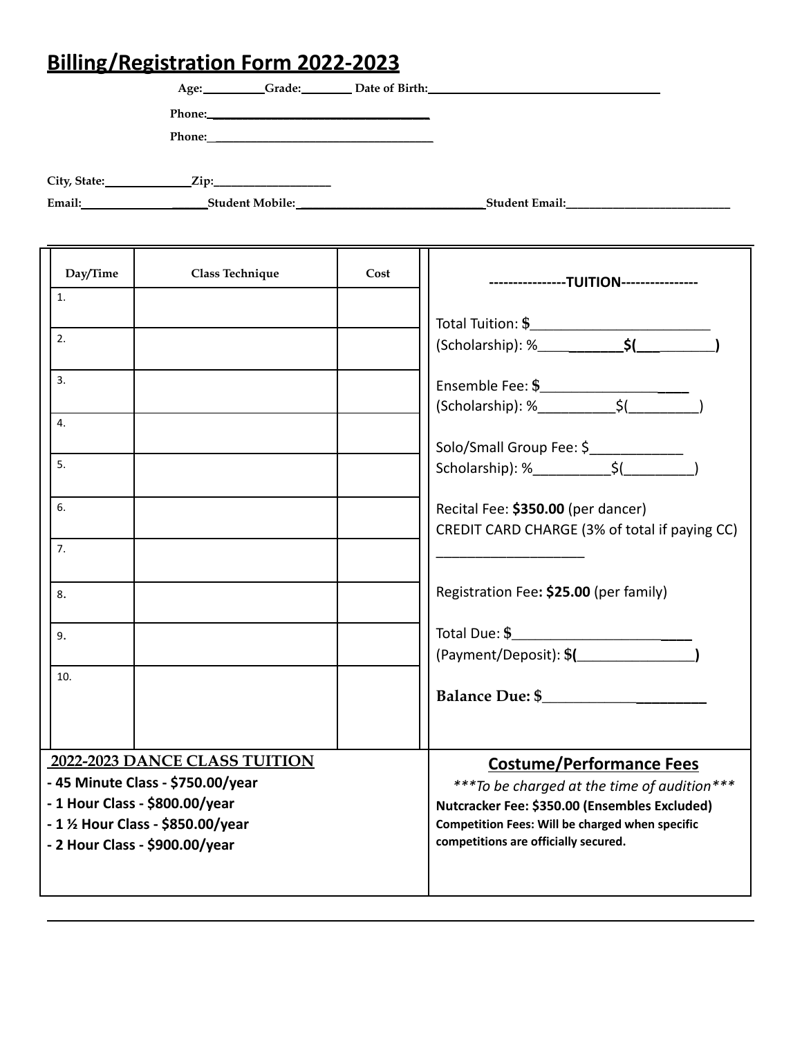# Billing/Registration Form 2022-2023

Age:__________Grade:________ Date of Birth:____________________________________

Phone:__________________________________

Phone:__________________________________

City, State:______________Zip:___________________

Email:_____________________Student Mobile:_____________________________Student Email:___________________________

| Day/Time | Class Technique | Cost |
| --- | --- | --- |
| 1. | | |
| 2. | | |
| 3. | | |
| 4. | | |
| 5. | | |
| 6. | | |
| 7. | | |
| 8. | | |
| 9. | | |
| 10. | | |

**----------------TUITION----------------**

Total Tuition: $________________________
(Scholarship): %____________**$(**___________**)**

Ensemble Fee: $___________________
(Scholarship): %__________$(_________)

Solo/Small Group Fee: $____________
Scholarship): %__________$(_________)

Recital Fee: **$350.00** (per dancer)
CREDIT CARD CHARGE (3% of total if paying CC)
____________________

Registration Fee**: $25.00** (per family)

Total Due: $________________________
(Payment/Deposit): **$(**_______________**)**

**Balance Due:** $_____________________

## 2022-2023 DANCE CLASS TUITION

- **45 Minute Class - $750.00/year**
- **1 Hour Class - $800.00/year**
- **1 ½ Hour Class - $850.00/year**
- **2 Hour Class - $900.00/year**

## Costume/Performance Fees

****\*To be charged at the time of audition\*\*\****

**Nutcracker Fee: $350.00 (Ensembles Excluded)**

**Competition Fees: Will be charged when specific competitions are officially secured.**